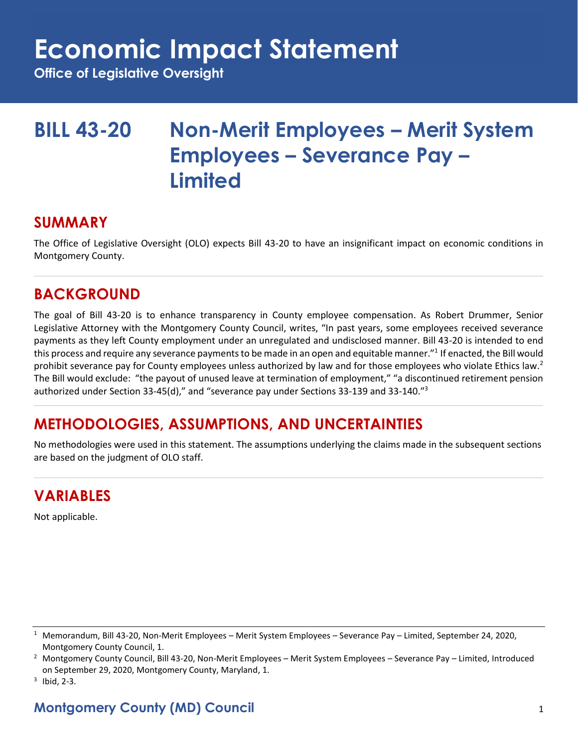# Economic Impact Statement

**Office of Legislative Oversight**

# BILL 43-20 Non-Merit Employees – Merit System Employees – Severance Pay – Limited

## SUMMARY

The Office of Legislative Oversight (OLO) expects Bill 43-20 to have an insignificant impact on economic conditions in Montgomery County.

## BACKGROUND

The goal of Bill 43-20 is to enhance transparency in County employee compensation. As Robert Drummer, Senior Legislative Attorney with the Montgomery County Council, writes, "In past years, some employees received severance payments as they left County employment under an unregulated and undisclosed manner. Bill 43-20 is intended to end this process and require any severance payments to be made in an open and equitable manner."[1] If enacted, the Bill would prohibit severance pay for County employees unless authorized by law and for those employees who violate Ethics law.[2] The Bill would exclude: "the payout of unused leave at termination of employment," "a discontinued retirement pension authorized under Section 33-45(d)," and "severance pay under Sections 33-139 and 33-140."[3]

## METHODOLOGIES, ASSUMPTIONS, AND UNCERTAINTIES

No methodologies were used in this statement. The assumptions underlying the claims made in the subsequent sections are based on the judgment of OLO staff.

## VARIABLES

Not applicable.

---

[1] Memorandum, Bill 43-20, Non-Merit Employees – Merit System Employees – Severance Pay – Limited, September 24, 2020, Montgomery County Council, 1.

[2] Montgomery County Council, Bill 43-20, Non-Merit Employees – Merit System Employees – Severance Pay – Limited, Introduced on September 29, 2020, Montgomery County, Maryland, 1.

[3] Ibid, 2-3.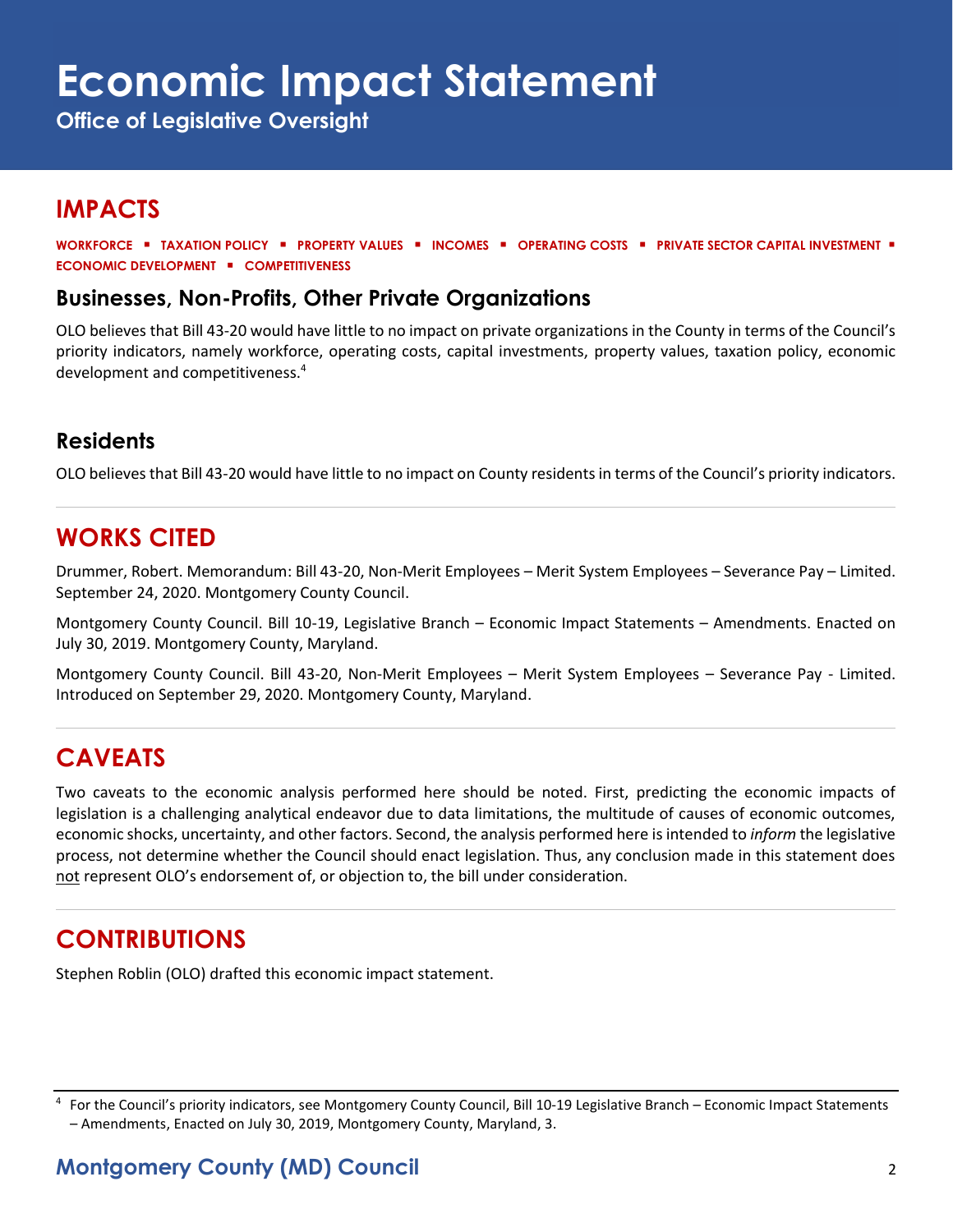# Economic Impact Statement

**Office of Legislative Oversight**

## IMPACTS

**WORKFORCE ▪ TAXATION POLICY ▪ PROPERTY VALUES ▪ INCOMES ▪ OPERATING COSTS ▪ PRIVATE SECTOR CAPITAL INVESTMENT ▪ ECONOMIC DEVELOPMENT ▪ COMPETITIVENESS**

### Businesses, Non-Profits, Other Private Organizations

OLO believes that Bill 43-20 would have little to no impact on private organizations in the County in terms of the Council's priority indicators, namely workforce, operating costs, capital investments, property values, taxation policy, economic development and competitiveness.[4]

### Residents

OLO believes that Bill 43-20 would have little to no impact on County residents in terms of the Council's priority indicators.

## WORKS CITED

Drummer, Robert. Memorandum: Bill 43-20, Non-Merit Employees – Merit System Employees – Severance Pay – Limited. September 24, 2020. Montgomery County Council.

Montgomery County Council. Bill 10-19, Legislative Branch – Economic Impact Statements – Amendments. Enacted on July 30, 2019. Montgomery County, Maryland.

Montgomery County Council. Bill 43-20, Non-Merit Employees – Merit System Employees – Severance Pay - Limited. Introduced on September 29, 2020. Montgomery County, Maryland.

## CAVEATS

Two caveats to the economic analysis performed here should be noted. First, predicting the economic impacts of legislation is a challenging analytical endeavor due to data limitations, the multitude of causes of economic outcomes, economic shocks, uncertainty, and other factors. Second, the analysis performed here is intended to *inform* the legislative process, not determine whether the Council should enact legislation. Thus, any conclusion made in this statement does not represent OLO's endorsement of, or objection to, the bill under consideration.

## CONTRIBUTIONS

Stephen Roblin (OLO) drafted this economic impact statement.

[4] For the Council's priority indicators, see Montgomery County Council, Bill 10-19 Legislative Branch – Economic Impact Statements – Amendments, Enacted on July 30, 2019, Montgomery County, Maryland, 3.